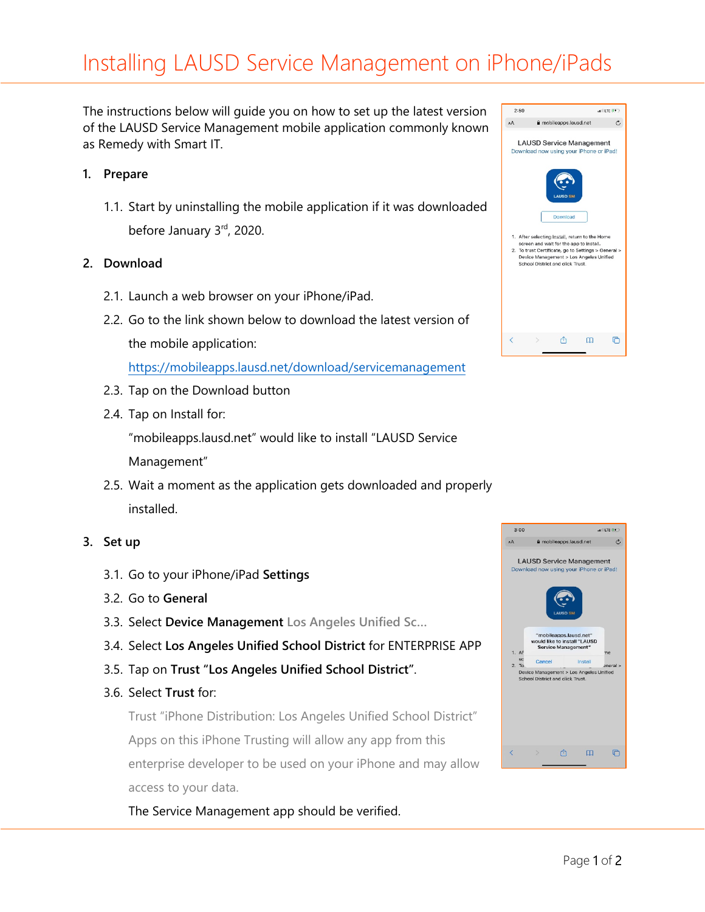# Installing LAUSD Service Management on iPhone/iPads

The instructions below will guide you on how to set up the latest version of the LAUSD Service Management mobile application commonly known as Remedy with Smart IT.

1. **Prepare**

   1.1. Start by uninstalling the mobile application if it was downloaded before January 3rd, 2020.

2. **Download**

   2.1. Launch a web browser on your iPhone/iPad.

   2.2. Go to the link shown below to download the latest version of the mobile application:

   https://mobileapps.lausd.net/download/servicemanagement

   2.3. Tap on the Download button

   2.4. Tap on Install for:

   "mobileapps.lausd.net" would like to install "LAUSD Service Management"

   2.5. Wait a moment as the application gets downloaded and properly installed.

3. **Set up**

   3.1. Go to your iPhone/iPad **Settings**

   3.2. Go to **General**

   3.3. Select **Device Management** Los Angeles Unified Sc...

   3.4. Select **Los Angeles Unified School District** for ENTERPRISE APP

   3.5. Tap on **Trust "Los Angeles Unified School District"**.

   3.6. Select **Trust** for:

   Trust "iPhone Distribution: Los Angeles Unified School District" Apps on this iPhone Trusting will allow any app from this enterprise developer to be used on your iPhone and may allow access to your data.

   The Service Management app should be verified.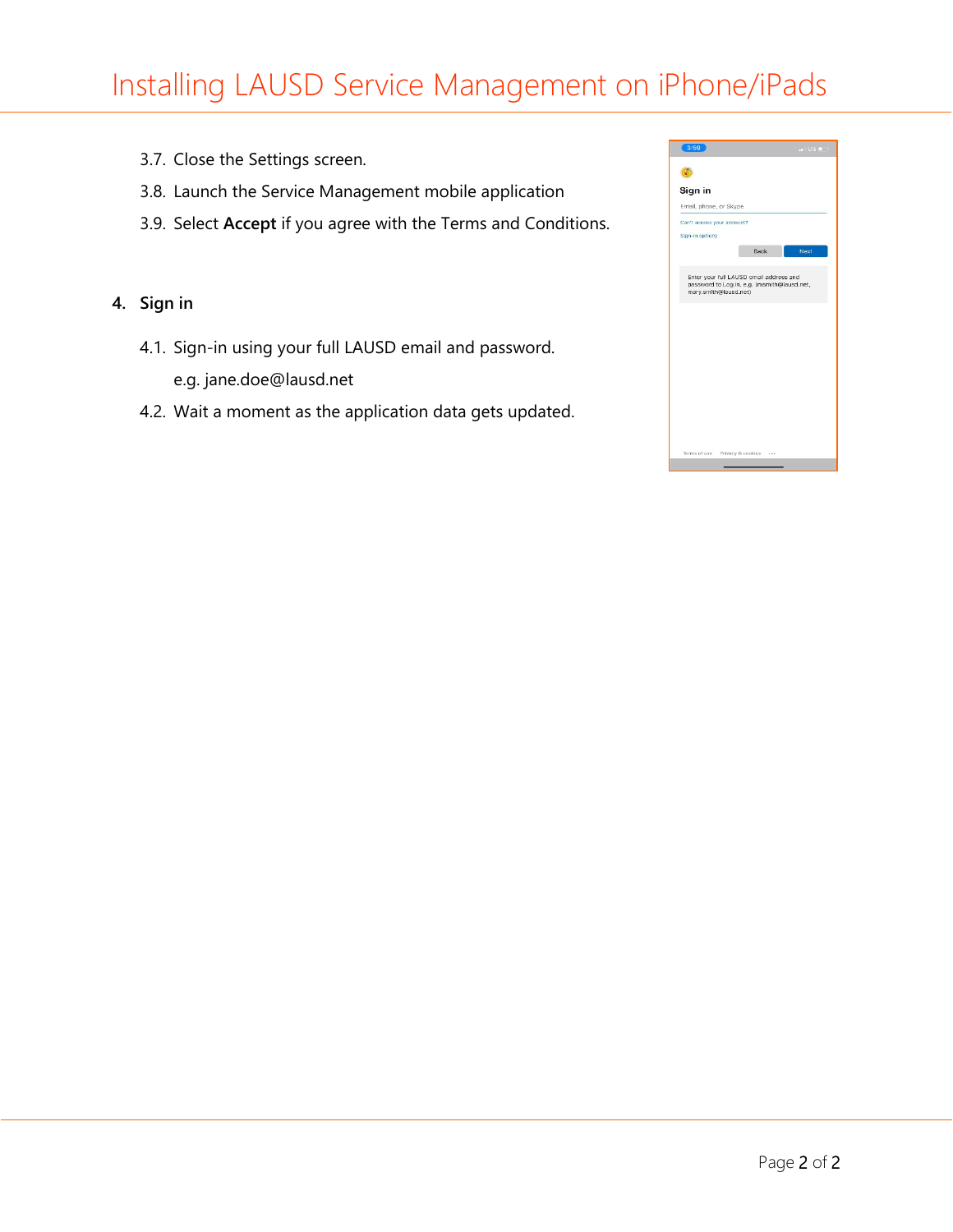# Installing LAUSD Service Management on iPhone/iPads

3.7. Close the Settings screen.

3.8. Launch the Service Management mobile application

3.9. Select **Accept** if you agree with the Terms and Conditions.

## 4. Sign in

4.1. Sign-in using your full LAUSD email and password.

e.g. jane.doe@lausd.net

4.2. Wait a moment as the application data gets updated.